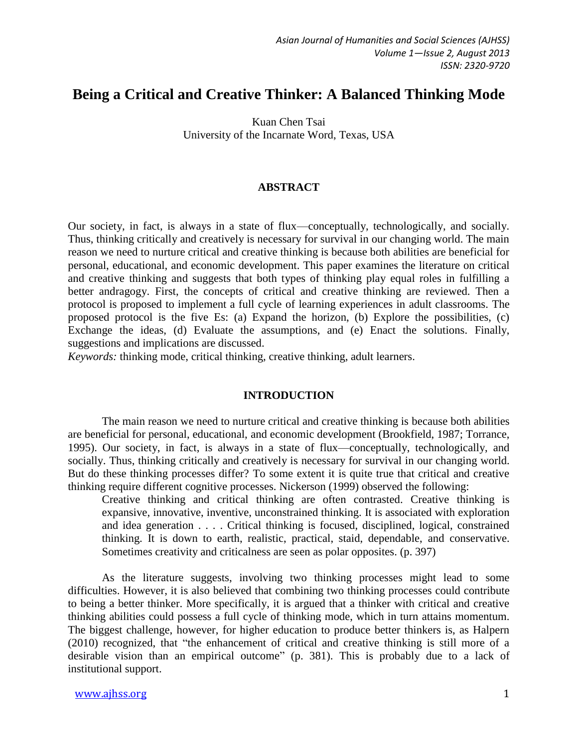# Being a Critical and Creative Thinker: A Balanced Thinking Mode

Kuan Chen Tsai
University of the Incarnate Word, Texas, USA

## ABSTRACT

Our society, in fact, is always in a state of flux—conceptually, technologically, and socially. Thus, thinking critically and creatively is necessary for survival in our changing world. The main reason we need to nurture critical and creative thinking is because both abilities are beneficial for personal, educational, and economic development. This paper examines the literature on critical and creative thinking and suggests that both types of thinking play equal roles in fulfilling a better andragogy. First, the concepts of critical and creative thinking are reviewed. Then a protocol is proposed to implement a full cycle of learning experiences in adult classrooms. The proposed protocol is the five Es: (a) Expand the horizon, (b) Explore the possibilities, (c) Exchange the ideas, (d) Evaluate the assumptions, and (e) Enact the solutions. Finally, suggestions and implications are discussed.

*Keywords:* thinking mode, critical thinking, creative thinking, adult learners.

## INTRODUCTION

The main reason we need to nurture critical and creative thinking is because both abilities are beneficial for personal, educational, and economic development (Brookfield, 1987; Torrance, 1995). Our society, in fact, is always in a state of flux—conceptually, technologically, and socially. Thus, thinking critically and creatively is necessary for survival in our changing world. But do these thinking processes differ? To some extent it is quite true that critical and creative thinking require different cognitive processes. Nickerson (1999) observed the following:

> Creative thinking and critical thinking are often contrasted. Creative thinking is expansive, innovative, inventive, unconstrained thinking. It is associated with exploration and idea generation . . . . Critical thinking is focused, disciplined, logical, constrained thinking. It is down to earth, realistic, practical, staid, dependable, and conservative. Sometimes creativity and criticalness are seen as polar opposites. (p. 397)

As the literature suggests, involving two thinking processes might lead to some difficulties. However, it is also believed that combining two thinking processes could contribute to being a better thinker. More specifically, it is argued that a thinker with critical and creative thinking abilities could possess a full cycle of thinking mode, which in turn attains momentum. The biggest challenge, however, for higher education to produce better thinkers is, as Halpern (2010) recognized, that "the enhancement of critical and creative thinking is still more of a desirable vision than an empirical outcome" (p. 381). This is probably due to a lack of institutional support.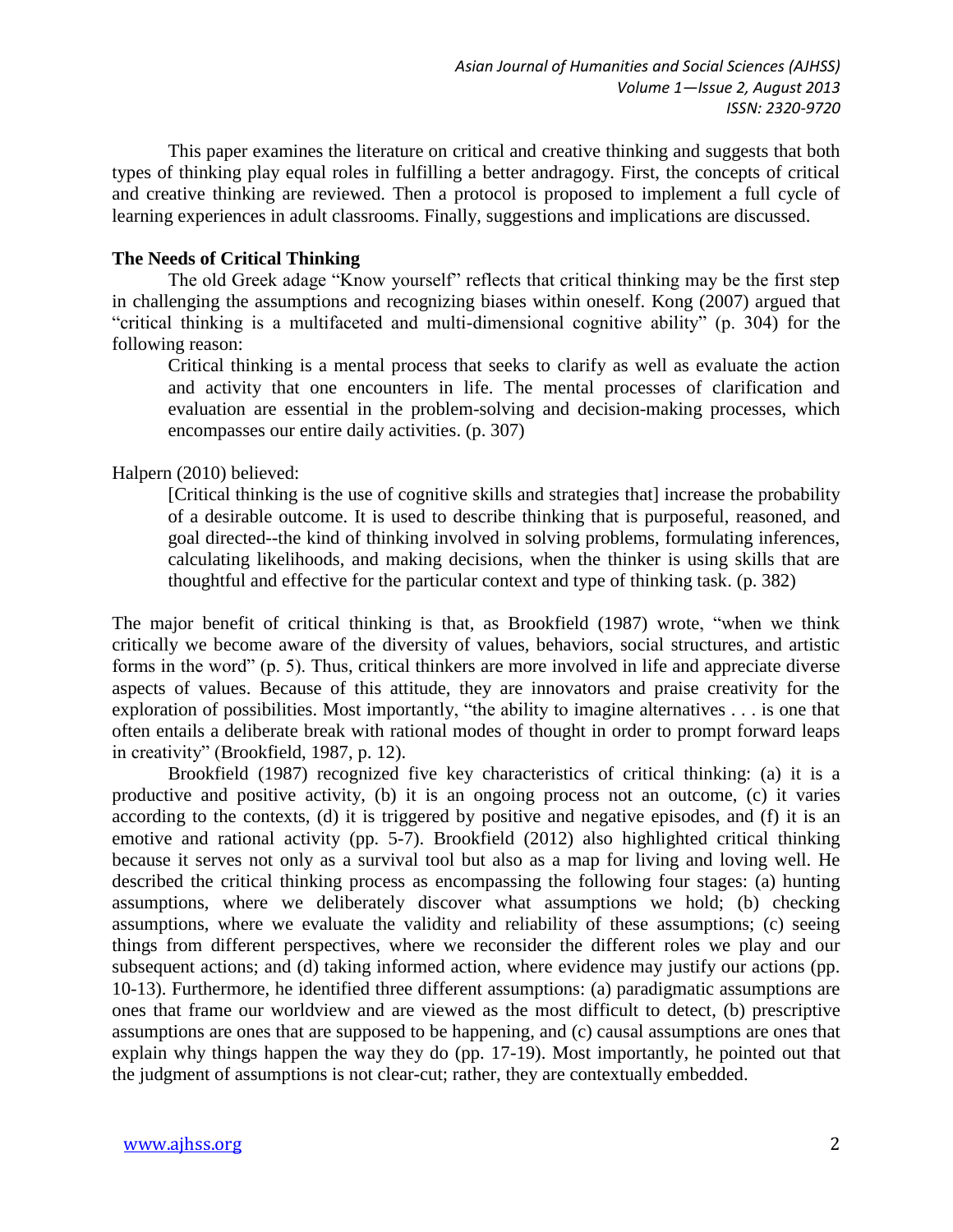This paper examines the literature on critical and creative thinking and suggests that both types of thinking play equal roles in fulfilling a better andragogy. First, the concepts of critical and creative thinking are reviewed. Then a protocol is proposed to implement a full cycle of learning experiences in adult classrooms. Finally, suggestions and implications are discussed.

**The Needs of Critical Thinking**

The old Greek adage "Know yourself" reflects that critical thinking may be the first step in challenging the assumptions and recognizing biases within oneself. Kong (2007) argued that "critical thinking is a multifaceted and multi-dimensional cognitive ability" (p. 304) for the following reason:

> Critical thinking is a mental process that seeks to clarify as well as evaluate the action and activity that one encounters in life. The mental processes of clarification and evaluation are essential in the problem-solving and decision-making processes, which encompasses our entire daily activities. (p. 307)

Halpern (2010) believed:

> [Critical thinking is the use of cognitive skills and strategies that] increase the probability of a desirable outcome. It is used to describe thinking that is purposeful, reasoned, and goal directed--the kind of thinking involved in solving problems, formulating inferences, calculating likelihoods, and making decisions, when the thinker is using skills that are thoughtful and effective for the particular context and type of thinking task. (p. 382)

The major benefit of critical thinking is that, as Brookfield (1987) wrote, "when we think critically we become aware of the diversity of values, behaviors, social structures, and artistic forms in the word" (p. 5). Thus, critical thinkers are more involved in life and appreciate diverse aspects of values. Because of this attitude, they are innovators and praise creativity for the exploration of possibilities. Most importantly, "the ability to imagine alternatives . . . is one that often entails a deliberate break with rational modes of thought in order to prompt forward leaps in creativity" (Brookfield, 1987, p. 12).

Brookfield (1987) recognized five key characteristics of critical thinking: (a) it is a productive and positive activity, (b) it is an ongoing process not an outcome, (c) it varies according to the contexts, (d) it is triggered by positive and negative episodes, and (f) it is an emotive and rational activity (pp. 5-7). Brookfield (2012) also highlighted critical thinking because it serves not only as a survival tool but also as a map for living and loving well. He described the critical thinking process as encompassing the following four stages: (a) hunting assumptions, where we deliberately discover what assumptions we hold; (b) checking assumptions, where we evaluate the validity and reliability of these assumptions; (c) seeing things from different perspectives, where we reconsider the different roles we play and our subsequent actions; and (d) taking informed action, where evidence may justify our actions (pp. 10-13). Furthermore, he identified three different assumptions: (a) paradigmatic assumptions are ones that frame our worldview and are viewed as the most difficult to detect, (b) prescriptive assumptions are ones that are supposed to be happening, and (c) causal assumptions are ones that explain why things happen the way they do (pp. 17-19). Most importantly, he pointed out that the judgment of assumptions is not clear-cut; rather, they are contextually embedded.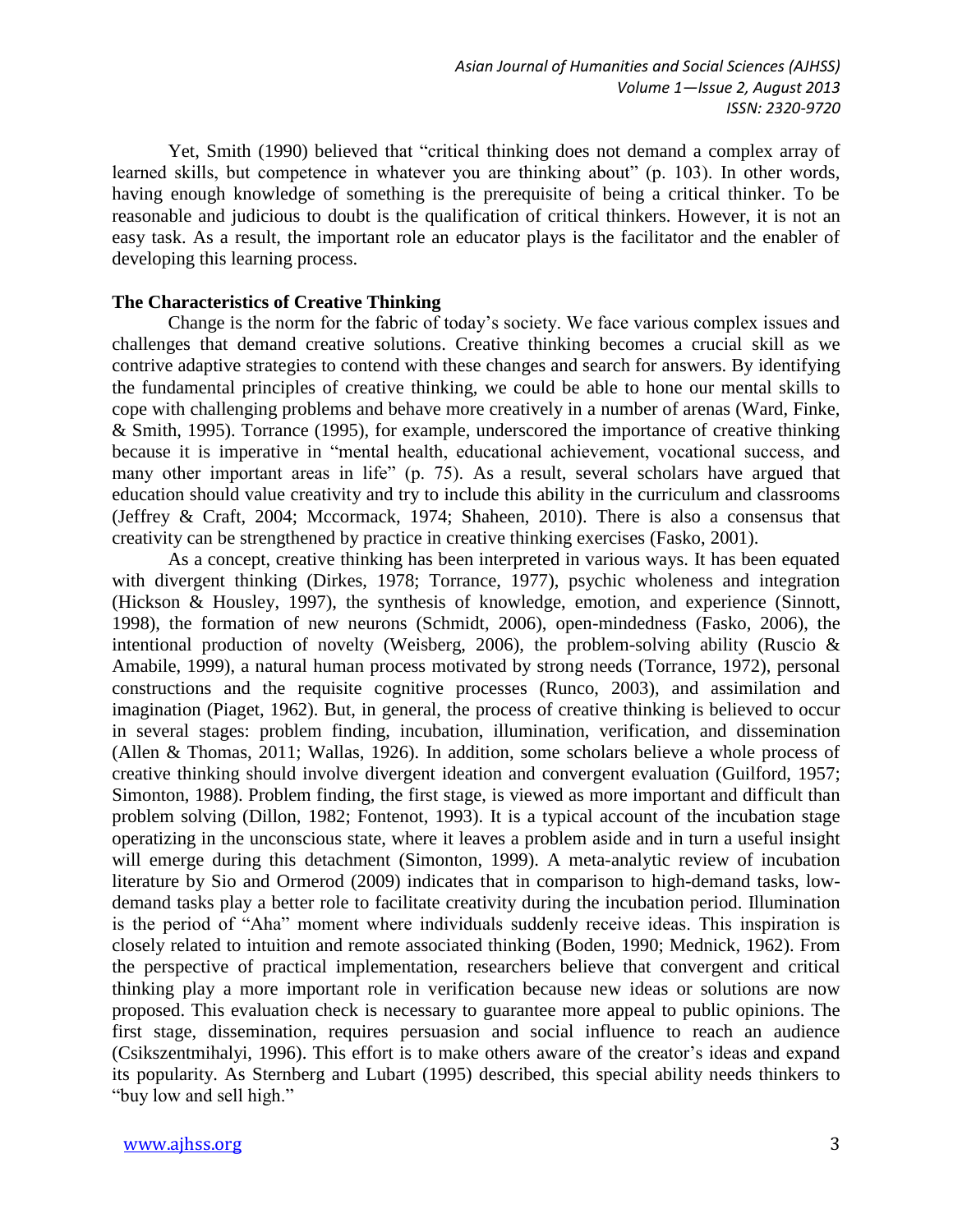Yet, Smith (1990) believed that "critical thinking does not demand a complex array of learned skills, but competence in whatever you are thinking about" (p. 103). In other words, having enough knowledge of something is the prerequisite of being a critical thinker. To be reasonable and judicious to doubt is the qualification of critical thinkers. However, it is not an easy task. As a result, the important role an educator plays is the facilitator and the enabler of developing this learning process.

**The Characteristics of Creative Thinking**

Change is the norm for the fabric of today's society. We face various complex issues and challenges that demand creative solutions. Creative thinking becomes a crucial skill as we contrive adaptive strategies to contend with these changes and search for answers. By identifying the fundamental principles of creative thinking, we could be able to hone our mental skills to cope with challenging problems and behave more creatively in a number of arenas (Ward, Finke, & Smith, 1995). Torrance (1995), for example, underscored the importance of creative thinking because it is imperative in "mental health, educational achievement, vocational success, and many other important areas in life" (p. 75). As a result, several scholars have argued that education should value creativity and try to include this ability in the curriculum and classrooms (Jeffrey & Craft, 2004; Mccormack, 1974; Shaheen, 2010). There is also a consensus that creativity can be strengthened by practice in creative thinking exercises (Fasko, 2001).

As a concept, creative thinking has been interpreted in various ways. It has been equated with divergent thinking (Dirkes, 1978; Torrance, 1977), psychic wholeness and integration (Hickson & Housley, 1997), the synthesis of knowledge, emotion, and experience (Sinnott, 1998), the formation of new neurons (Schmidt, 2006), open-mindedness (Fasko, 2006), the intentional production of novelty (Weisberg, 2006), the problem-solving ability (Ruscio & Amabile, 1999), a natural human process motivated by strong needs (Torrance, 1972), personal constructions and the requisite cognitive processes (Runco, 2003), and assimilation and imagination (Piaget, 1962). But, in general, the process of creative thinking is believed to occur in several stages: problem finding, incubation, illumination, verification, and dissemination (Allen & Thomas, 2011; Wallas, 1926). In addition, some scholars believe a whole process of creative thinking should involve divergent ideation and convergent evaluation (Guilford, 1957; Simonton, 1988). Problem finding, the first stage, is viewed as more important and difficult than problem solving (Dillon, 1982; Fontenot, 1993). It is a typical account of the incubation stage operatizing in the unconscious state, where it leaves a problem aside and in turn a useful insight will emerge during this detachment (Simonton, 1999). A meta-analytic review of incubation literature by Sio and Ormerod (2009) indicates that in comparison to high-demand tasks, low-demand tasks play a better role to facilitate creativity during the incubation period. Illumination is the period of "Aha" moment where individuals suddenly receive ideas. This inspiration is closely related to intuition and remote associated thinking (Boden, 1990; Mednick, 1962). From the perspective of practical implementation, researchers believe that convergent and critical thinking play a more important role in verification because new ideas or solutions are now proposed. This evaluation check is necessary to guarantee more appeal to public opinions. The first stage, dissemination, requires persuasion and social influence to reach an audience (Csikszentmihalyi, 1996). This effort is to make others aware of the creator's ideas and expand its popularity. As Sternberg and Lubart (1995) described, this special ability needs thinkers to "buy low and sell high."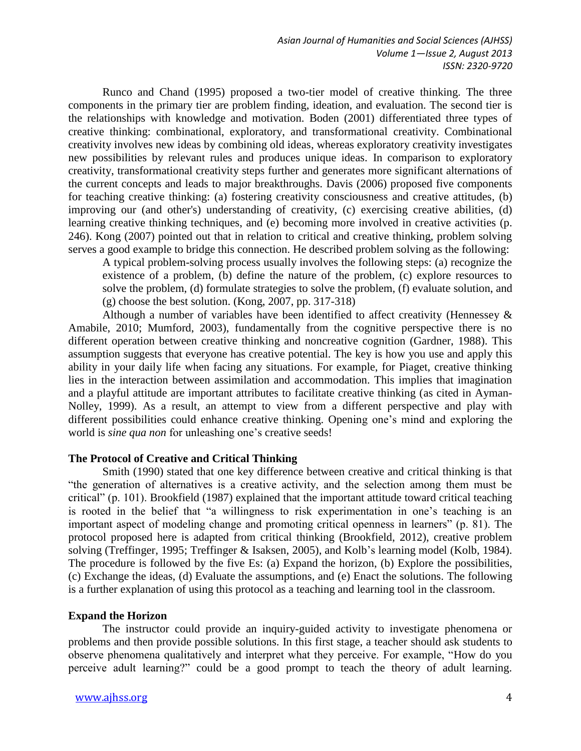Runco and Chand (1995) proposed a two-tier model of creative thinking. The three components in the primary tier are problem finding, ideation, and evaluation. The second tier is the relationships with knowledge and motivation. Boden (2001) differentiated three types of creative thinking: combinational, exploratory, and transformational creativity. Combinational creativity involves new ideas by combining old ideas, whereas exploratory creativity investigates new possibilities by relevant rules and produces unique ideas. In comparison to exploratory creativity, transformational creativity steps further and generates more significant alternations of the current concepts and leads to major breakthroughs. Davis (2006) proposed five components for teaching creative thinking: (a) fostering creativity consciousness and creative attitudes, (b) improving our (and other's) understanding of creativity, (c) exercising creative abilities, (d) learning creative thinking techniques, and (e) becoming more involved in creative activities (p. 246). Kong (2007) pointed out that in relation to critical and creative thinking, problem solving serves a good example to bridge this connection. He described problem solving as the following:

> A typical problem-solving process usually involves the following steps: (a) recognize the existence of a problem, (b) define the nature of the problem, (c) explore resources to solve the problem, (d) formulate strategies to solve the problem, (f) evaluate solution, and (g) choose the best solution. (Kong, 2007, pp. 317-318)

Although a number of variables have been identified to affect creativity (Hennessey & Amabile, 2010; Mumford, 2003), fundamentally from the cognitive perspective there is no different operation between creative thinking and noncreative cognition (Gardner, 1988). This assumption suggests that everyone has creative potential. The key is how you use and apply this ability in your daily life when facing any situations. For example, for Piaget, creative thinking lies in the interaction between assimilation and accommodation. This implies that imagination and a playful attitude are important attributes to facilitate creative thinking (as cited in Ayman-Nolley, 1999). As a result, an attempt to view from a different perspective and play with different possibilities could enhance creative thinking. Opening one's mind and exploring the world is *sine qua non* for unleashing one's creative seeds!

**The Protocol of Creative and Critical Thinking**

Smith (1990) stated that one key difference between creative and critical thinking is that "the generation of alternatives is a creative activity, and the selection among them must be critical" (p. 101). Brookfield (1987) explained that the important attitude toward critical teaching is rooted in the belief that "a willingness to risk experimentation in one's teaching is an important aspect of modeling change and promoting critical openness in learners" (p. 81). The protocol proposed here is adapted from critical thinking (Brookfield, 2012), creative problem solving (Treffinger, 1995; Treffinger & Isaksen, 2005), and Kolb's learning model (Kolb, 1984). The procedure is followed by the five Es: (a) Expand the horizon, (b) Explore the possibilities, (c) Exchange the ideas, (d) Evaluate the assumptions, and (e) Enact the solutions. The following is a further explanation of using this protocol as a teaching and learning tool in the classroom.

**Expand the Horizon**

The instructor could provide an inquiry-guided activity to investigate phenomena or problems and then provide possible solutions. In this first stage, a teacher should ask students to observe phenomena qualitatively and interpret what they perceive. For example, "How do you perceive adult learning?" could be a good prompt to teach the theory of adult learning.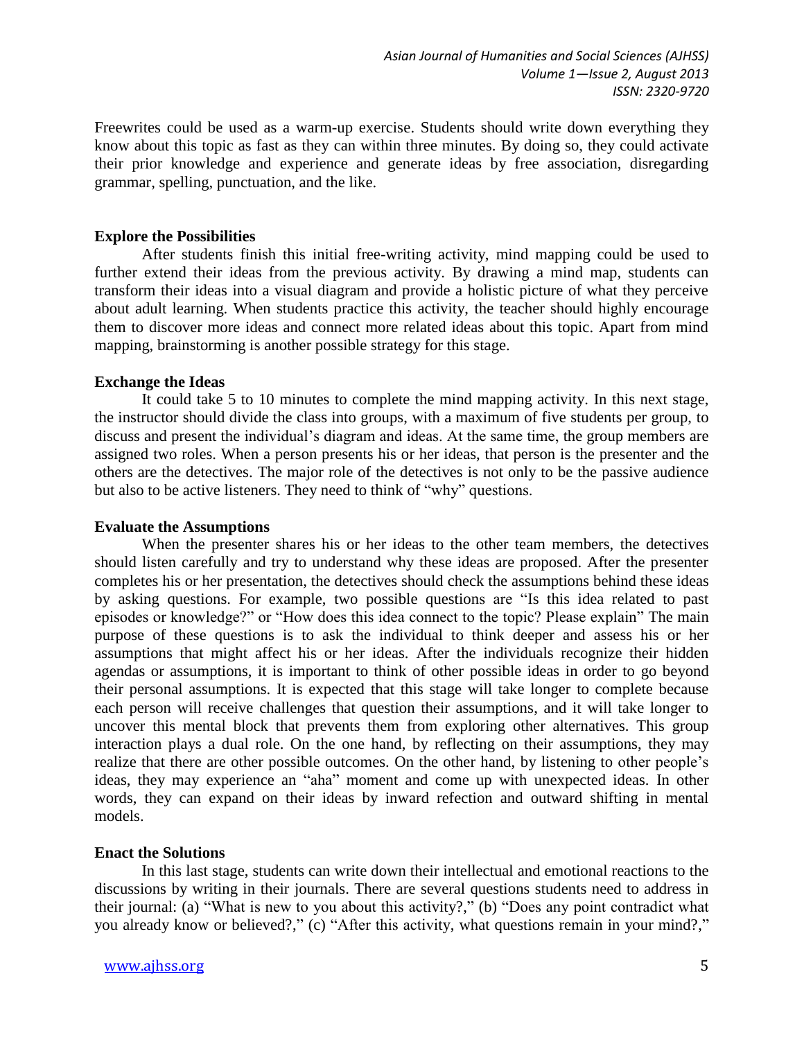Freewrites could be used as a warm-up exercise. Students should write down everything they know about this topic as fast as they can within three minutes. By doing so, they could activate their prior knowledge and experience and generate ideas by free association, disregarding grammar, spelling, punctuation, and the like.

**Explore the Possibilities**

After students finish this initial free-writing activity, mind mapping could be used to further extend their ideas from the previous activity. By drawing a mind map, students can transform their ideas into a visual diagram and provide a holistic picture of what they perceive about adult learning. When students practice this activity, the teacher should highly encourage them to discover more ideas and connect more related ideas about this topic. Apart from mind mapping, brainstorming is another possible strategy for this stage.

**Exchange the Ideas**

It could take 5 to 10 minutes to complete the mind mapping activity. In this next stage, the instructor should divide the class into groups, with a maximum of five students per group, to discuss and present the individual's diagram and ideas. At the same time, the group members are assigned two roles. When a person presents his or her ideas, that person is the presenter and the others are the detectives. The major role of the detectives is not only to be the passive audience but also to be active listeners. They need to think of "why" questions.

**Evaluate the Assumptions**

When the presenter shares his or her ideas to the other team members, the detectives should listen carefully and try to understand why these ideas are proposed. After the presenter completes his or her presentation, the detectives should check the assumptions behind these ideas by asking questions. For example, two possible questions are "Is this idea related to past episodes or knowledge?" or "How does this idea connect to the topic? Please explain" The main purpose of these questions is to ask the individual to think deeper and assess his or her assumptions that might affect his or her ideas. After the individuals recognize their hidden agendas or assumptions, it is important to think of other possible ideas in order to go beyond their personal assumptions. It is expected that this stage will take longer to complete because each person will receive challenges that question their assumptions, and it will take longer to uncover this mental block that prevents them from exploring other alternatives. This group interaction plays a dual role. On the one hand, by reflecting on their assumptions, they may realize that there are other possible outcomes. On the other hand, by listening to other people's ideas, they may experience an "aha" moment and come up with unexpected ideas. In other words, they can expand on their ideas by inward refection and outward shifting in mental models.

**Enact the Solutions**

In this last stage, students can write down their intellectual and emotional reactions to the discussions by writing in their journals. There are several questions students need to address in their journal: (a) "What is new to you about this activity?," (b) "Does any point contradict what you already know or believed?," (c) "After this activity, what questions remain in your mind?,"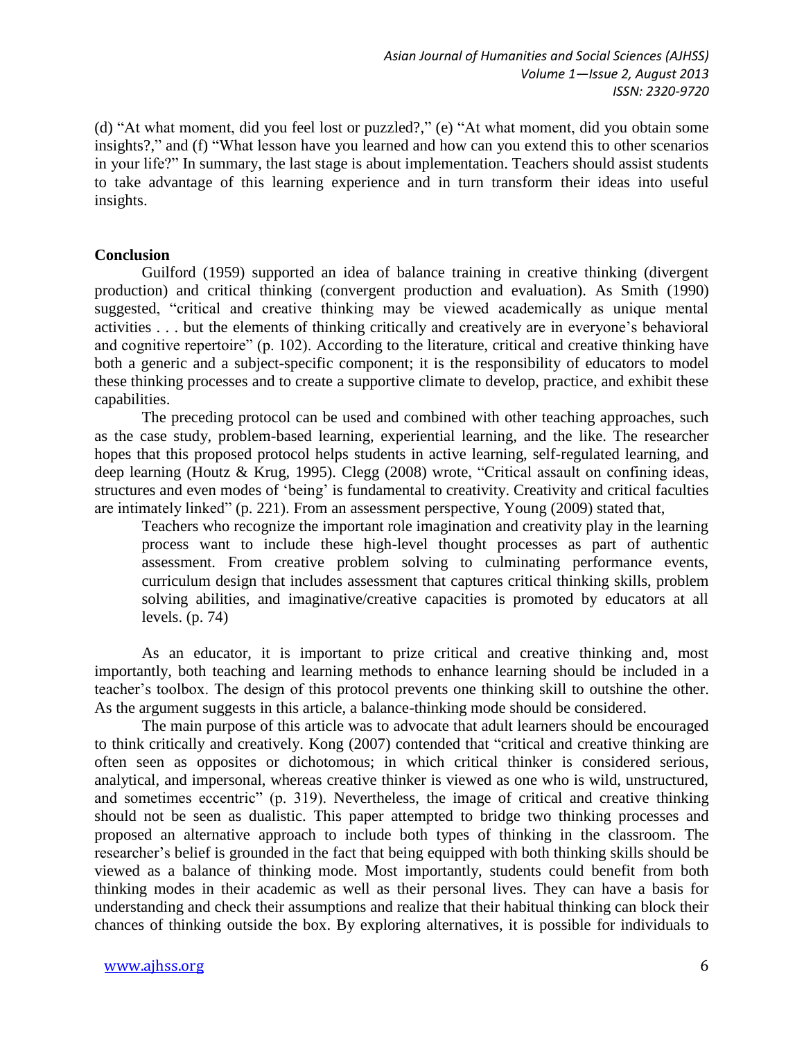(d) "At what moment, did you feel lost or puzzled?," (e) "At what moment, did you obtain some insights?," and (f) "What lesson have you learned and how can you extend this to other scenarios in your life?" In summary, the last stage is about implementation. Teachers should assist students to take advantage of this learning experience and in turn transform their ideas into useful insights.

**Conclusion**

Guilford (1959) supported an idea of balance training in creative thinking (divergent production) and critical thinking (convergent production and evaluation). As Smith (1990) suggested, "critical and creative thinking may be viewed academically as unique mental activities . . . but the elements of thinking critically and creatively are in everyone's behavioral and cognitive repertoire" (p. 102). According to the literature, critical and creative thinking have both a generic and a subject-specific component; it is the responsibility of educators to model these thinking processes and to create a supportive climate to develop, practice, and exhibit these capabilities.

The preceding protocol can be used and combined with other teaching approaches, such as the case study, problem-based learning, experiential learning, and the like. The researcher hopes that this proposed protocol helps students in active learning, self-regulated learning, and deep learning (Houtz & Krug, 1995). Clegg (2008) wrote, "Critical assault on confining ideas, structures and even modes of 'being' is fundamental to creativity. Creativity and critical faculties are intimately linked" (p. 221). From an assessment perspective, Young (2009) stated that,

> Teachers who recognize the important role imagination and creativity play in the learning process want to include these high-level thought processes as part of authentic assessment. From creative problem solving to culminating performance events, curriculum design that includes assessment that captures critical thinking skills, problem solving abilities, and imaginative/creative capacities is promoted by educators at all levels. (p. 74)

As an educator, it is important to prize critical and creative thinking and, most importantly, both teaching and learning methods to enhance learning should be included in a teacher's toolbox. The design of this protocol prevents one thinking skill to outshine the other. As the argument suggests in this article, a balance-thinking mode should be considered.

The main purpose of this article was to advocate that adult learners should be encouraged to think critically and creatively. Kong (2007) contended that "critical and creative thinking are often seen as opposites or dichotomous; in which critical thinker is considered serious, analytical, and impersonal, whereas creative thinker is viewed as one who is wild, unstructured, and sometimes eccentric" (p. 319). Nevertheless, the image of critical and creative thinking should not be seen as dualistic. This paper attempted to bridge two thinking processes and proposed an alternative approach to include both types of thinking in the classroom. The researcher's belief is grounded in the fact that being equipped with both thinking skills should be viewed as a balance of thinking mode. Most importantly, students could benefit from both thinking modes in their academic as well as their personal lives. They can have a basis for understanding and check their assumptions and realize that their habitual thinking can block their chances of thinking outside the box. By exploring alternatives, it is possible for individuals to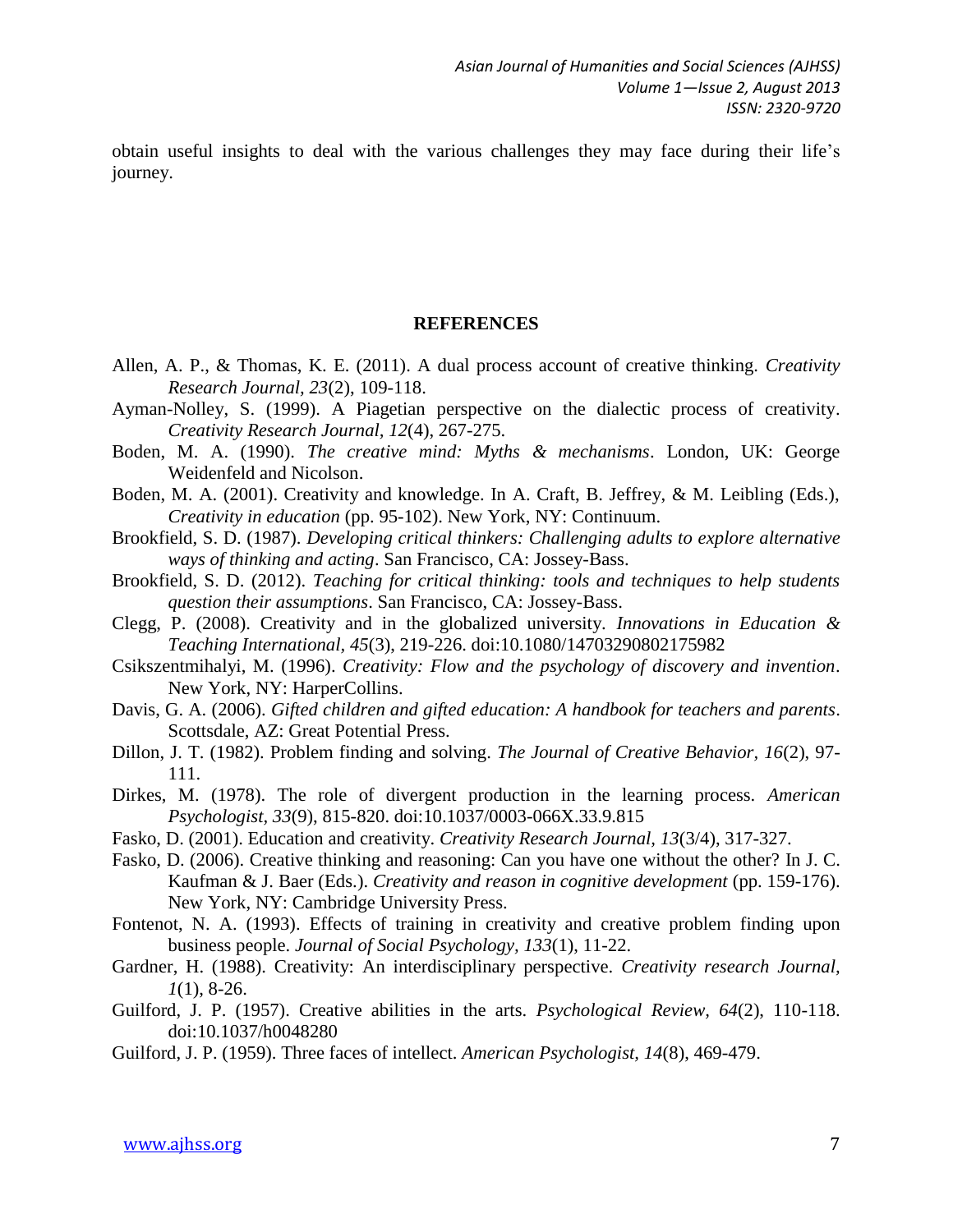obtain useful insights to deal with the various challenges they may face during their life's journey.

## REFERENCES

Allen, A. P., & Thomas, K. E. (2011). A dual process account of creative thinking. *Creativity Research Journal, 23*(2), 109-118.

Ayman-Nolley, S. (1999). A Piagetian perspective on the dialectic process of creativity. *Creativity Research Journal, 12*(4), 267-275.

Boden, M. A. (1990). *The creative mind: Myths & mechanisms*. London, UK: George Weidenfeld and Nicolson.

Boden, M. A. (2001). Creativity and knowledge. In A. Craft, B. Jeffrey, & M. Leibling (Eds.), *Creativity in education* (pp. 95-102). New York, NY: Continuum.

Brookfield, S. D. (1987). *Developing critical thinkers: Challenging adults to explore alternative ways of thinking and acting*. San Francisco, CA: Jossey-Bass.

Brookfield, S. D. (2012). *Teaching for critical thinking: tools and techniques to help students question their assumptions*. San Francisco, CA: Jossey-Bass.

Clegg, P. (2008). Creativity and in the globalized university. *Innovations in Education & Teaching International, 45*(3), 219-226. doi:10.1080/14703290802175982

Csikszentmihalyi, M. (1996). *Creativity: Flow and the psychology of discovery and invention*. New York, NY: HarperCollins.

Davis, G. A. (2006). *Gifted children and gifted education: A handbook for teachers and parents*. Scottsdale, AZ: Great Potential Press.

Dillon, J. T. (1982). Problem finding and solving. *The Journal of Creative Behavior, 16*(2), 97-111.

Dirkes, M. (1978). The role of divergent production in the learning process. *American Psychologist, 33*(9), 815-820. doi:10.1037/0003-066X.33.9.815

Fasko, D. (2001). Education and creativity. *Creativity Research Journal, 13*(3/4), 317-327.

Fasko, D. (2006). Creative thinking and reasoning: Can you have one without the other? In J. C. Kaufman & J. Baer (Eds.). *Creativity and reason in cognitive development* (pp. 159-176). New York, NY: Cambridge University Press.

Fontenot, N. A. (1993). Effects of training in creativity and creative problem finding upon business people. *Journal of Social Psychology, 133*(1), 11-22.

Gardner, H. (1988). Creativity: An interdisciplinary perspective. *Creativity research Journal, 1*(1), 8-26.

Guilford, J. P. (1957). Creative abilities in the arts. *Psychological Review, 64*(2), 110-118. doi:10.1037/h0048280

Guilford, J. P. (1959). Three faces of intellect. *American Psychologist, 14*(8), 469-479.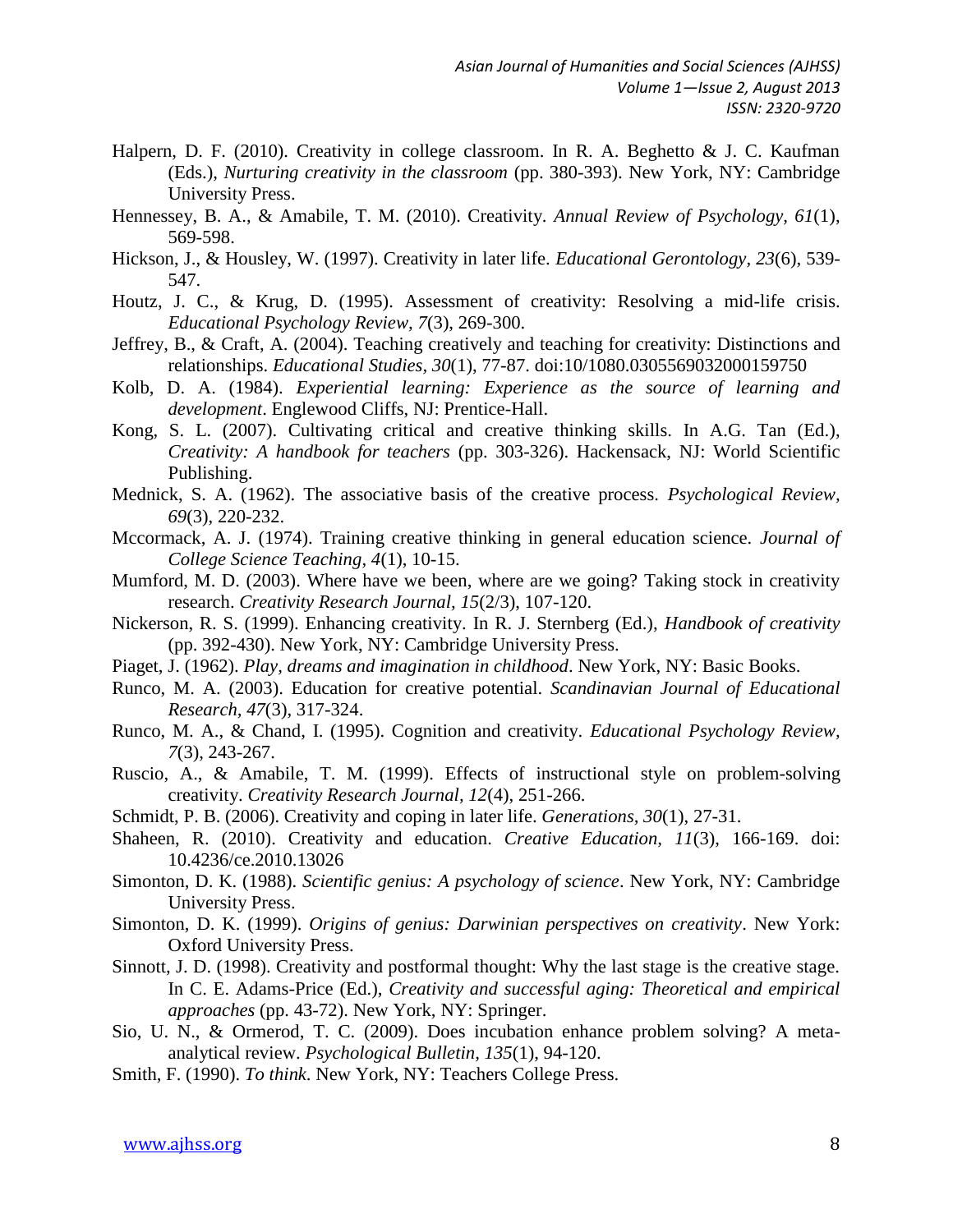Halpern, D. F. (2010). Creativity in college classroom. In R. A. Beghetto & J. C. Kaufman (Eds.), *Nurturing creativity in the classroom* (pp. 380-393). New York, NY: Cambridge University Press.

Hennessey, B. A., & Amabile, T. M. (2010). Creativity. *Annual Review of Psychology, 61*(1), 569-598.

Hickson, J., & Housley, W. (1997). Creativity in later life. *Educational Gerontology, 23*(6), 539-547.

Houtz, J. C., & Krug, D. (1995). Assessment of creativity: Resolving a mid-life crisis. *Educational Psychology Review, 7*(3), 269-300.

Jeffrey, B., & Craft, A. (2004). Teaching creatively and teaching for creativity: Distinctions and relationships. *Educational Studies, 30*(1), 77-87. doi:10/1080.0305569032000159750

Kolb, D. A. (1984). *Experiential learning: Experience as the source of learning and development*. Englewood Cliffs, NJ: Prentice-Hall.

Kong, S. L. (2007). Cultivating critical and creative thinking skills. In A.G. Tan (Ed.), *Creativity: A handbook for teachers* (pp. 303-326). Hackensack, NJ: World Scientific Publishing.

Mednick, S. A. (1962). The associative basis of the creative process. *Psychological Review, 69*(3), 220-232.

Mccormack, A. J. (1974). Training creative thinking in general education science. *Journal of College Science Teaching, 4*(1), 10-15.

Mumford, M. D. (2003). Where have we been, where are we going? Taking stock in creativity research. *Creativity Research Journal, 15*(2/3), 107-120.

Nickerson, R. S. (1999). Enhancing creativity. In R. J. Sternberg (Ed.), *Handbook of creativity* (pp. 392-430). New York, NY: Cambridge University Press.

Piaget, J. (1962). *Play, dreams and imagination in childhood*. New York, NY: Basic Books.

Runco, M. A. (2003). Education for creative potential. *Scandinavian Journal of Educational Research, 47*(3), 317-324.

Runco, M. A., & Chand, I. (1995). Cognition and creativity. *Educational Psychology Review, 7*(3), 243-267.

Ruscio, A., & Amabile, T. M. (1999). Effects of instructional style on problem-solving creativity. *Creativity Research Journal, 12*(4), 251-266.

Schmidt, P. B. (2006). Creativity and coping in later life. *Generations, 30*(1), 27-31.

Shaheen, R. (2010). Creativity and education. *Creative Education, 11*(3), 166-169. doi: 10.4236/ce.2010.13026

Simonton, D. K. (1988). *Scientific genius: A psychology of science*. New York, NY: Cambridge University Press.

Simonton, D. K. (1999). *Origins of genius: Darwinian perspectives on creativity*. New York: Oxford University Press.

Sinnott, J. D. (1998). Creativity and postformal thought: Why the last stage is the creative stage. In C. E. Adams-Price (Ed.), *Creativity and successful aging: Theoretical and empirical approaches* (pp. 43-72). New York, NY: Springer.

Sio, U. N., & Ormerod, T. C. (2009). Does incubation enhance problem solving? A meta-analytical review. *Psychological Bulletin, 135*(1), 94-120.

Smith, F. (1990). *To think*. New York, NY: Teachers College Press.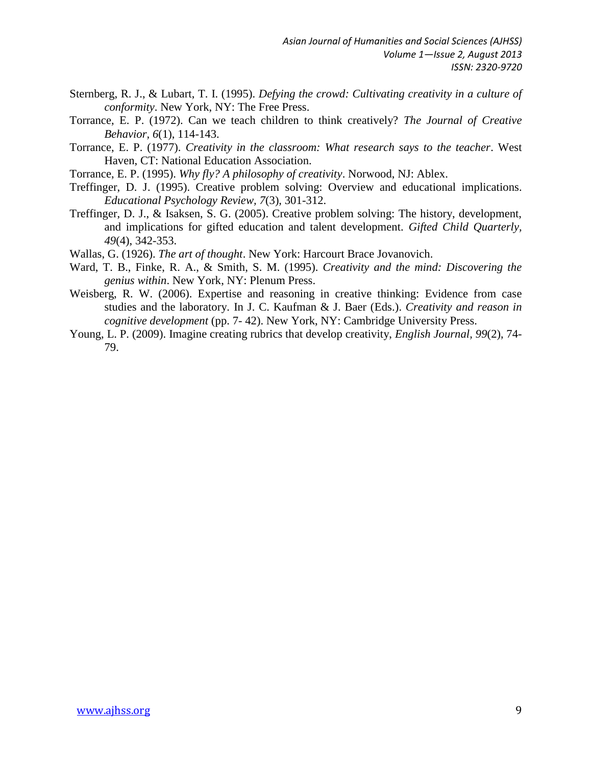Sternberg, R. J., & Lubart, T. I. (1995). *Defying the crowd: Cultivating creativity in a culture of conformity*. New York, NY: The Free Press.

Torrance, E. P. (1972). Can we teach children to think creatively? *The Journal of Creative Behavior, 6*(1), 114-143.

Torrance, E. P. (1977). *Creativity in the classroom: What research says to the teacher*. West Haven, CT: National Education Association.

Torrance, E. P. (1995). *Why fly? A philosophy of creativity*. Norwood, NJ: Ablex.

Treffinger, D. J. (1995). Creative problem solving: Overview and educational implications. *Educational Psychology Review, 7*(3), 301-312.

Treffinger, D. J., & Isaksen, S. G. (2005). Creative problem solving: The history, development, and implications for gifted education and talent development. *Gifted Child Quarterly, 49*(4), 342-353.

Wallas, G. (1926). *The art of thought*. New York: Harcourt Brace Jovanovich.

Ward, T. B., Finke, R. A., & Smith, S. M. (1995). *Creativity and the mind: Discovering the genius within*. New York, NY: Plenum Press.

Weisberg, R. W. (2006). Expertise and reasoning in creative thinking: Evidence from case studies and the laboratory. In J. C. Kaufman & J. Baer (Eds.). *Creativity and reason in cognitive development* (pp. 7- 42). New York, NY: Cambridge University Press.

Young, L. P. (2009). Imagine creating rubrics that develop creativity, *English Journal, 99*(2), 74-79.